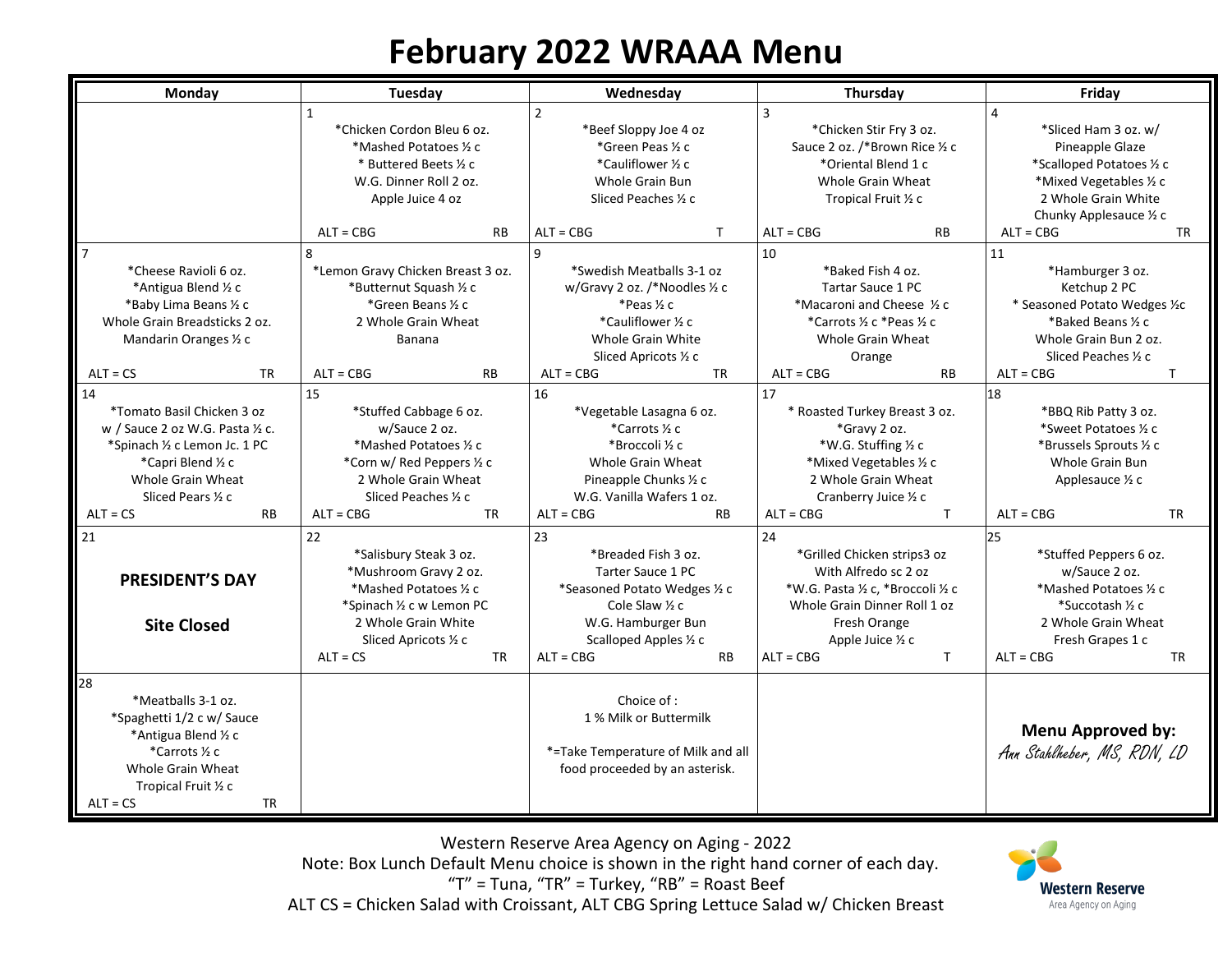# February 2022 WRAAA Menu

| Monday | Tuesday | Wednesday | Thursday | Friday |
|---|---|---|---|---|
| | 1<br>*Chicken Cordon Bleu 6 oz.<br>*Mashed Potatoes ½ c<br>* Buttered Beets ½ c<br>W.G. Dinner Roll 2 oz.<br>Apple Juice 4 oz<br>ALT = CBG RB | 2<br>*Beef Sloppy Joe 4 oz<br>*Green Peas ½ c<br>*Cauliflower ½ c<br>Whole Grain Bun<br>Sliced Peaches ½ c<br>ALT = CBG T | 3<br>*Chicken Stir Fry 3 oz.<br>Sauce 2 oz. /*Brown Rice ½ c<br>*Oriental Blend 1 c<br>Whole Grain Wheat<br>Tropical Fruit ½ c<br>ALT = CBG RB | 4<br>*Sliced Ham 3 oz. w/<br>Pineapple Glaze<br>*Scalloped Potatoes ½ c<br>*Mixed Vegetables ½ c<br>2 Whole Grain White<br>Chunky Applesauce ½ c<br>ALT = CBG TR |
| 7<br>*Cheese Ravioli 6 oz.<br>*Antigua Blend ½ c<br>*Baby Lima Beans ½ c<br>Whole Grain Breadsticks 2 oz.<br>Mandarin Oranges ½ c<br>ALT = CS TR | 8<br>*Lemon Gravy Chicken Breast 3 oz.<br>*Butternut Squash ½ c<br>*Green Beans ½ c<br>2 Whole Grain Wheat<br>Banana<br>ALT = CBG RB | 9<br>*Swedish Meatballs 3-1 oz<br>w/Gravy 2 oz. /*Noodles ½ c<br>*Peas ½ c<br>*Cauliflower ½ c<br>Whole Grain White<br>Sliced Apricots ½ c<br>ALT = CBG TR | 10<br>*Baked Fish 4 oz.<br>Tartar Sauce 1 PC<br>*Macaroni and Cheese ½ c<br>*Carrots ½ c *Peas ½ c<br>Whole Grain Wheat<br>Orange<br>ALT = CBG RB | 11<br>*Hamburger 3 oz.<br>Ketchup 2 PC<br>* Seasoned Potato Wedges ½c<br>*Baked Beans ½ c<br>Whole Grain Bun 2 oz.<br>Sliced Peaches ½ c<br>ALT = CBG T |
| 14<br>*Tomato Basil Chicken 3 oz<br>w / Sauce 2 oz W.G. Pasta ½ c.<br>*Spinach ½ c Lemon Jc. 1 PC<br>*Capri Blend ½ c<br>Whole Grain Wheat<br>Sliced Pears ½ c<br>ALT = CS RB | 15<br>*Stuffed Cabbage 6 oz.<br>w/Sauce 2 oz.<br>*Mashed Potatoes ½ c<br>*Corn w/ Red Peppers ½ c<br>2 Whole Grain Wheat<br>Sliced Peaches ½ c<br>ALT = CBG TR | 16<br>*Vegetable Lasagna 6 oz.<br>*Carrots ½ c<br>*Broccoli ½ c<br>Whole Grain Wheat<br>Pineapple Chunks ½ c<br>W.G. Vanilla Wafers 1 oz.<br>ALT = CBG RB | 17<br>* Roasted Turkey Breast 3 oz.<br>*Gravy 2 oz.<br>*W.G. Stuffing ½ c<br>*Mixed Vegetables ½ c<br>2 Whole Grain Wheat<br>Cranberry Juice ½ c<br>ALT = CBG T | 18<br>*BBQ Rib Patty 3 oz.<br>*Sweet Potatoes ½ c<br>*Brussels Sprouts ½ c<br>Whole Grain Bun<br>Applesauce ½ c<br>ALT = CBG TR |
| 21<br>**PRESIDENT'S DAY**<br>**Site Closed** | 22<br>*Salisbury Steak 3 oz.<br>*Mushroom Gravy 2 oz.<br>*Mashed Potatoes ½ c<br>*Spinach ½ c w Lemon PC<br>2 Whole Grain White<br>Sliced Apricots ½ c<br>ALT = CS TR | 23<br>*Breaded Fish 3 oz.<br>Tarter Sauce 1 PC<br>*Seasoned Potato Wedges ½ c<br>Cole Slaw ½ c<br>W.G. Hamburger Bun<br>Scalloped Apples ½ c<br>ALT = CBG RB | 24<br>*Grilled Chicken strips3 oz<br>With Alfredo sc 2 oz<br>*W.G. Pasta ½ c, *Broccoli ½ c<br>Whole Grain Dinner Roll 1 oz<br>Fresh Orange<br>Apple Juice ½ c<br>ALT = CBG T | 25<br>*Stuffed Peppers 6 oz.<br>w/Sauce 2 oz.<br>*Mashed Potatoes ½ c<br>*Succotash ½ c<br>2 Whole Grain Wheat<br>Fresh Grapes 1 c<br>ALT = CBG TR |
| 28<br>*Meatballs 3-1 oz.<br>*Spaghetti 1/2 c w/ Sauce<br>*Antigua Blend ½ c<br>*Carrots ½ c<br>Whole Grain Wheat<br>Tropical Fruit ½ c<br>ALT = CS TR | | Choice of :<br>1 % Milk or Buttermilk<br><br>*=Take Temperature of Milk and all food proceeded by an asterisk. | | **Menu Approved by:**<br>*Ann Stahlheber, MS, RDN, LD* |

Western Reserve Area Agency on Aging - 2022

Note: Box Lunch Default Menu choice is shown in the right hand corner of each day.

"T" = Tuna, "TR" = Turkey, "RB" = Roast Beef

ALT CS = Chicken Salad with Croissant, ALT CBG Spring Lettuce Salad w/ Chicken Breast

Western Reserve Area Agency on Aging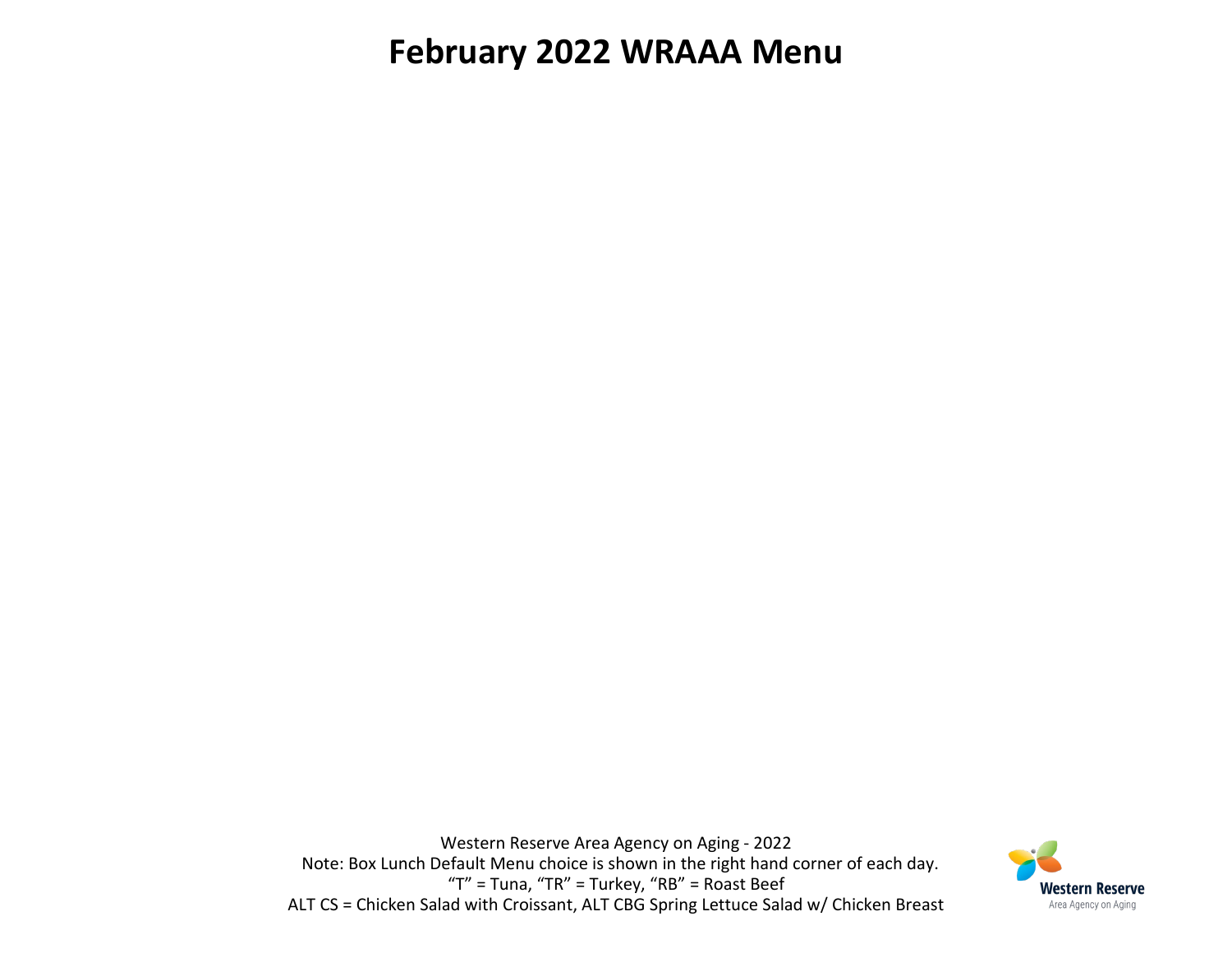# February 2022 WRAAA Menu

Western Reserve Area Agency on Aging - 2022
Note: Box Lunch Default Menu choice is shown in the right hand corner of each day.
"T" = Tuna, "TR" = Turkey, "RB" = Roast Beef
ALT CS = Chicken Salad with Croissant, ALT CBG Spring Lettuce Salad w/ Chicken Breast

Western Reserve
Area Agency on Aging